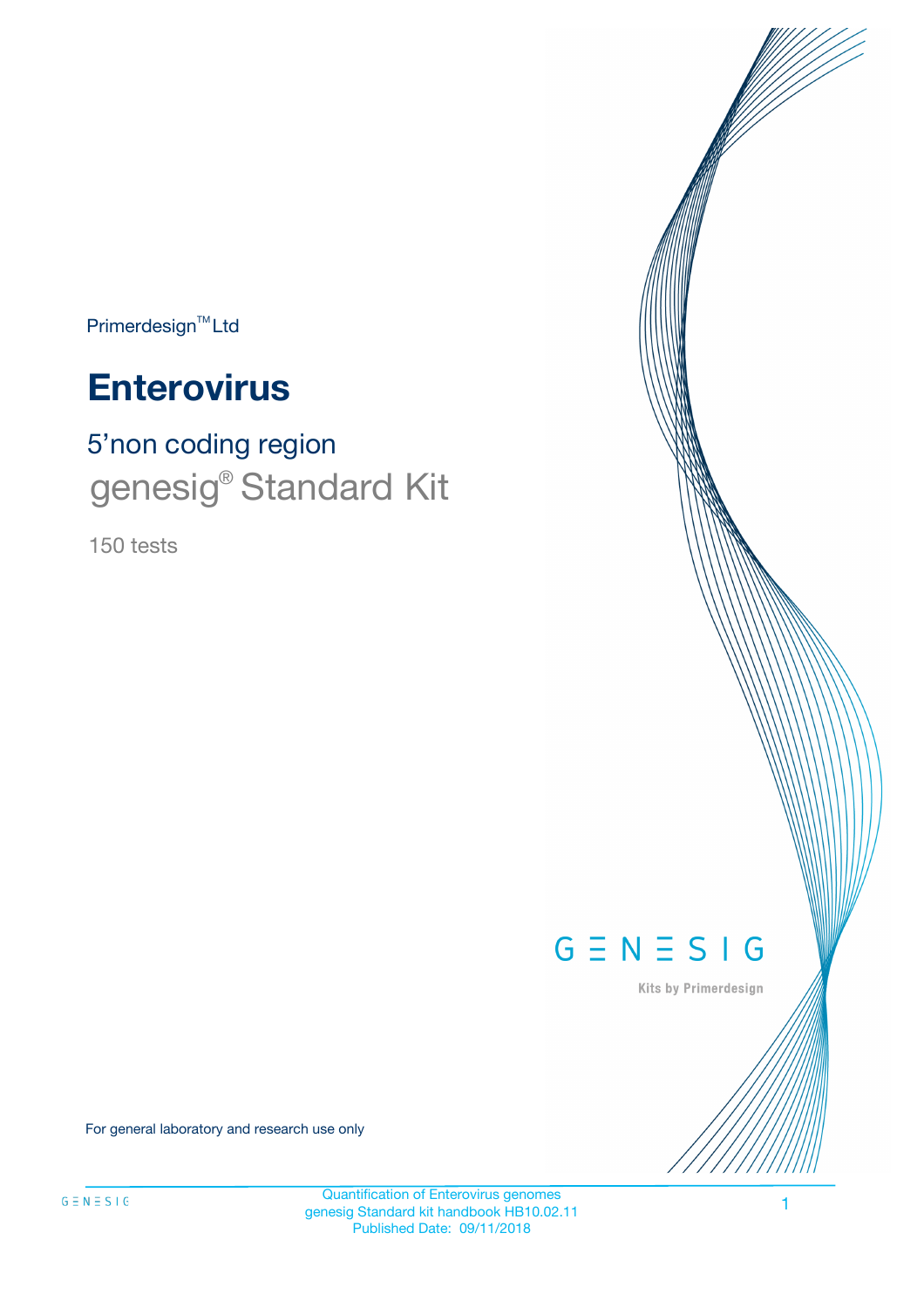Primerdesign™ Ltd

# Enterovirus

## 5'non coding region

## genesig® Standard Kit

150 tests

GENESIG

Kits by Primerdesign

For general laboratory and research use only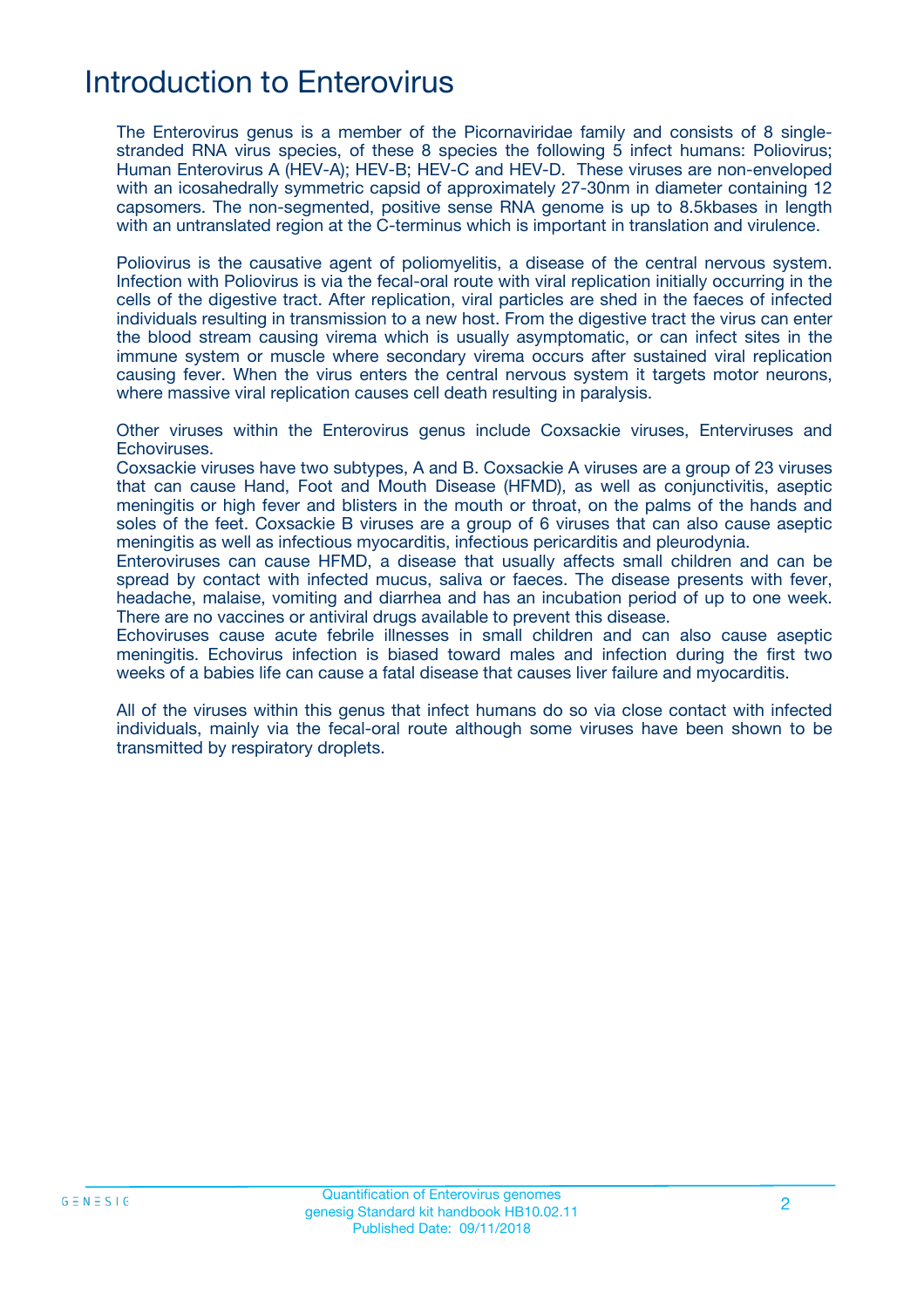# Introduction to Enterovirus

The Enterovirus genus is a member of the Picornaviridae family and consists of 8 single-stranded RNA virus species, of these 8 species the following 5 infect humans: Poliovirus; Human Enterovirus A (HEV-A); HEV-B; HEV-C and HEV-D. These viruses are non-enveloped with an icosahedrally symmetric capsid of approximately 27-30nm in diameter containing 12 capsomers. The non-segmented, positive sense RNA genome is up to 8.5kbases in length with an untranslated region at the C-terminus which is important in translation and virulence.

Poliovirus is the causative agent of poliomyelitis, a disease of the central nervous system. Infection with Poliovirus is via the fecal-oral route with viral replication initially occurring in the cells of the digestive tract. After replication, viral particles are shed in the faeces of infected individuals resulting in transmission to a new host. From the digestive tract the virus can enter the blood stream causing virema which is usually asymptomatic, or can infect sites in the immune system or muscle where secondary virema occurs after sustained viral replication causing fever. When the virus enters the central nervous system it targets motor neurons, where massive viral replication causes cell death resulting in paralysis.

Other viruses within the Enterovirus genus include Coxsackie viruses, Enterviruses and Echoviruses.
Coxsackie viruses have two subtypes, A and B. Coxsackie A viruses are a group of 23 viruses that can cause Hand, Foot and Mouth Disease (HFMD), as well as conjunctivitis, aseptic meningitis or high fever and blisters in the mouth or throat, on the palms of the hands and soles of the feet. Coxsackie B viruses are a group of 6 viruses that can also cause aseptic meningitis as well as infectious myocarditis, infectious pericarditis and pleurodynia.
Enteroviruses can cause HFMD, a disease that usually affects small children and can be spread by contact with infected mucus, saliva or faeces. The disease presents with fever, headache, malaise, vomiting and diarrhea and has an incubation period of up to one week. There are no vaccines or antiviral drugs available to prevent this disease.
Echoviruses cause acute febrile illnesses in small children and can also cause aseptic meningitis. Echovirus infection is biased toward males and infection during the first two weeks of a babies life can cause a fatal disease that causes liver failure and myocarditis.

All of the viruses within this genus that infect humans do so via close contact with infected individuals, mainly via the fecal-oral route although some viruses have been shown to be transmitted by respiratory droplets.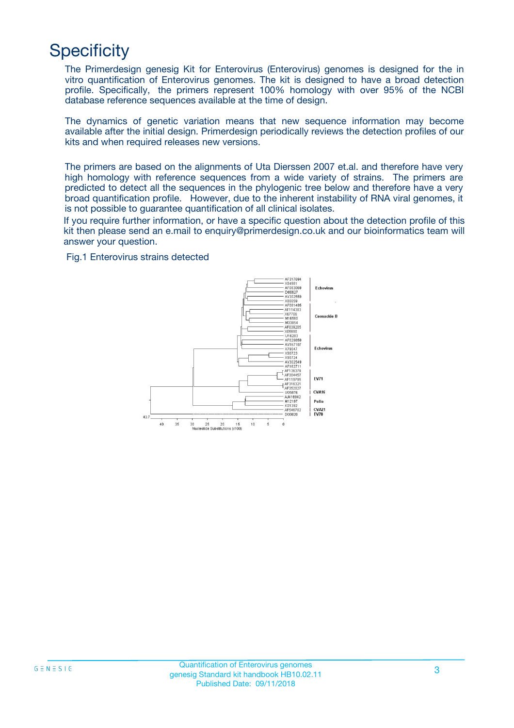# Specificity

The Primerdesign genesig Kit for Enterovirus (Enterovirus) genomes is designed for the in vitro quantification of Enterovirus genomes. The kit is designed to have a broad detection profile. Specifically, the primers represent 100% homology with over 95% of the NCBI database reference sequences available at the time of design.

The dynamics of genetic variation means that new sequence information may become available after the initial design. Primerdesign periodically reviews the detection profiles of our kits and when required releases new versions.

The primers are based on the alignments of Uta Dierssen 2007 et.al. and therefore have very high homology with reference sequences from a wide variety of strains. The primers are predicted to detect all the sequences in the phylogenic tree below and therefore have a very broad quantification profile. However, due to the inherent instability of RNA viral genomes, it is not possible to guarantee quantification of all clinical isolates.

If you require further information, or have a specific question about the detection profile of this kit then please send an e.mail to enquiry@primerdesign.co.uk and our bioinformatics team will answer your question.

Fig.1 Enterovirus strains detected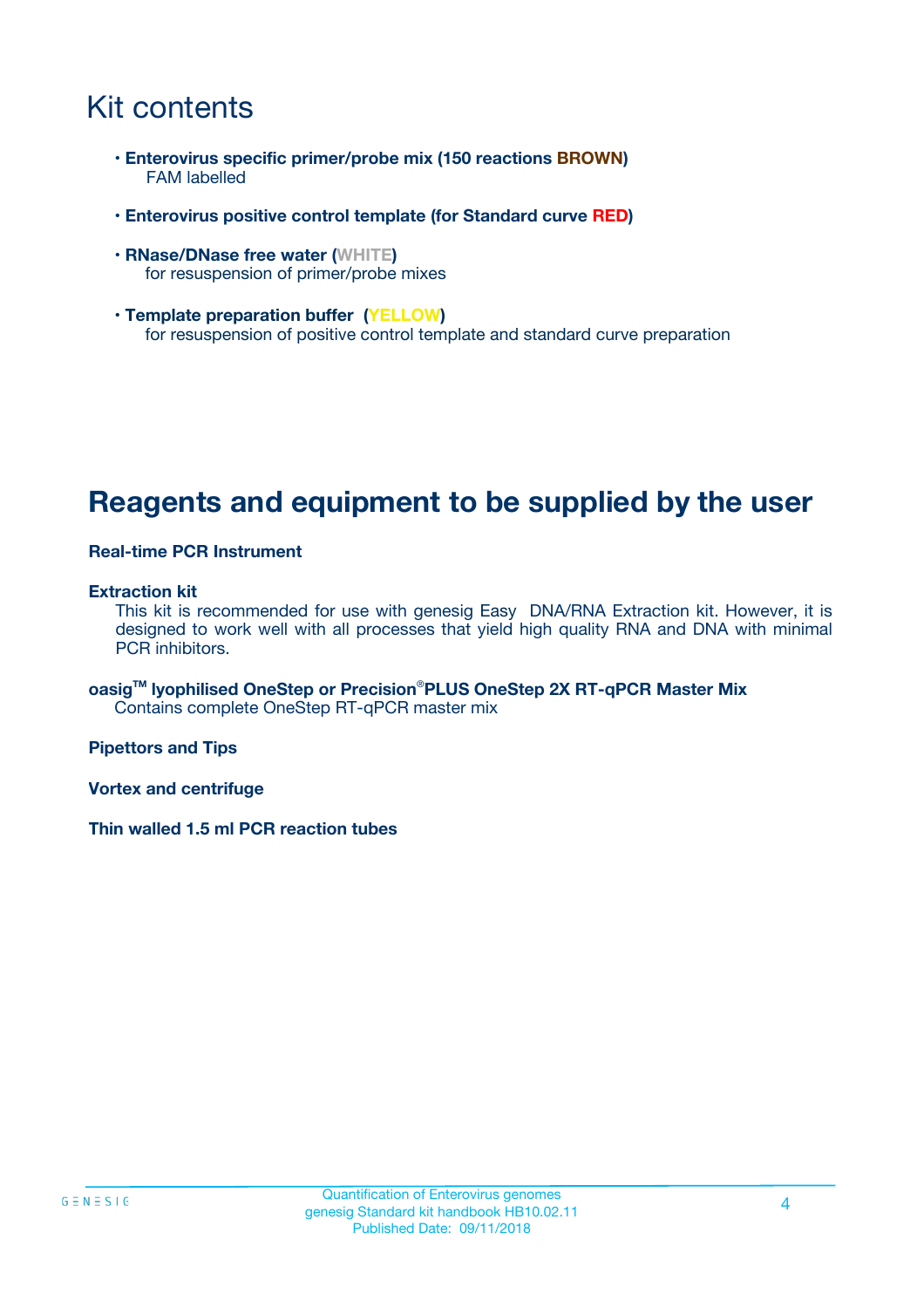# Kit contents

- **Enterovirus specific primer/probe mix (150 reactions BROWN)**
  FAM labelled
- **Enterovirus positive control template (for Standard curve RED)**
- **RNase/DNase free water (WHITE)**
  for resuspension of primer/probe mixes
- **Template preparation buffer (YELLOW)**
  for resuspension of positive control template and standard curve preparation

# Reagents and equipment to be supplied by the user

**Real-time PCR Instrument**

**Extraction kit**
This kit is recommended for use with genesig Easy DNA/RNA Extraction kit. However, it is designed to work well with all processes that yield high quality RNA and DNA with minimal PCR inhibitors.

**oasig™ lyophilised OneStep or Precision®PLUS OneStep 2X RT-qPCR Master Mix**
Contains complete OneStep RT-qPCR master mix

**Pipettors and Tips**

**Vortex and centrifuge**

**Thin walled 1.5 ml PCR reaction tubes**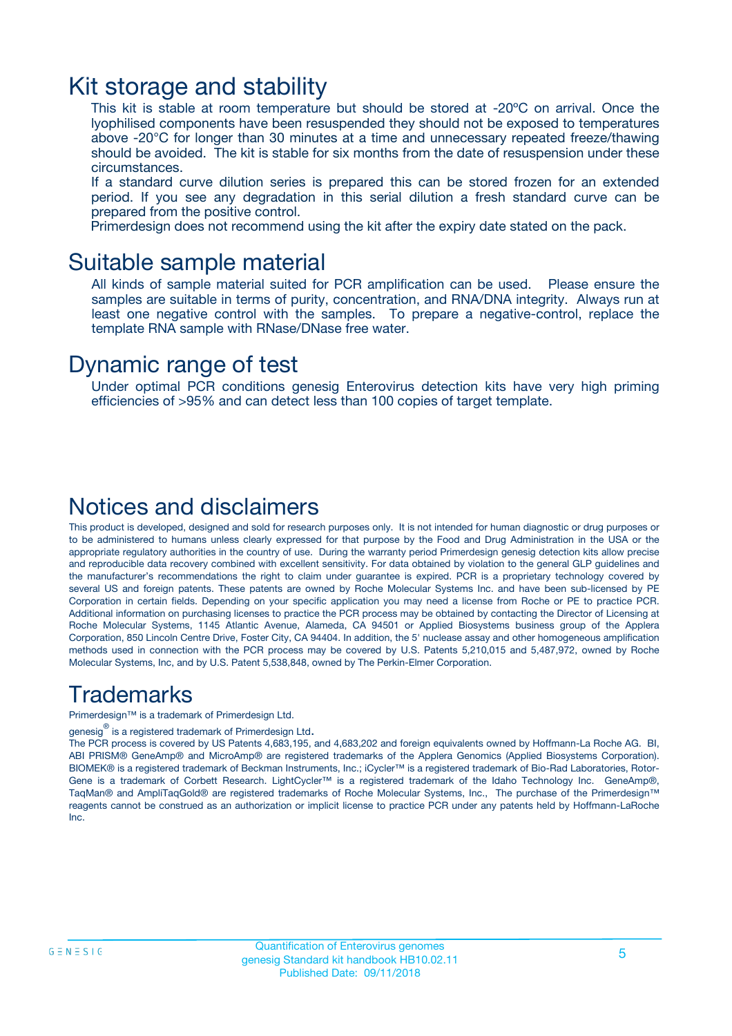# Kit storage and stability

This kit is stable at room temperature but should be stored at -20ºC on arrival. Once the lyophilised components have been resuspended they should not be exposed to temperatures above -20°C for longer than 30 minutes at a time and unnecessary repeated freeze/thawing should be avoided. The kit is stable for six months from the date of resuspension under these circumstances.

If a standard curve dilution series is prepared this can be stored frozen for an extended period. If you see any degradation in this serial dilution a fresh standard curve can be prepared from the positive control.

Primerdesign does not recommend using the kit after the expiry date stated on the pack.

# Suitable sample material

All kinds of sample material suited for PCR amplification can be used. Please ensure the samples are suitable in terms of purity, concentration, and RNA/DNA integrity. Always run at least one negative control with the samples. To prepare a negative-control, replace the template RNA sample with RNase/DNase free water.

# Dynamic range of test

Under optimal PCR conditions genesig Enterovirus detection kits have very high priming efficiencies of >95% and can detect less than 100 copies of target template.

# Notices and disclaimers

This product is developed, designed and sold for research purposes only. It is not intended for human diagnostic or drug purposes or to be administered to humans unless clearly expressed for that purpose by the Food and Drug Administration in the USA or the appropriate regulatory authorities in the country of use. During the warranty period Primerdesign genesig detection kits allow precise and reproducible data recovery combined with excellent sensitivity. For data obtained by violation to the general GLP guidelines and the manufacturer's recommendations the right to claim under guarantee is expired. PCR is a proprietary technology covered by several US and foreign patents. These patents are owned by Roche Molecular Systems Inc. and have been sub-licensed by PE Corporation in certain fields. Depending on your specific application you may need a license from Roche or PE to practice PCR. Additional information on purchasing licenses to practice the PCR process may be obtained by contacting the Director of Licensing at Roche Molecular Systems, 1145 Atlantic Avenue, Alameda, CA 94501 or Applied Biosystems business group of the Applera Corporation, 850 Lincoln Centre Drive, Foster City, CA 94404. In addition, the 5' nuclease assay and other homogeneous amplification methods used in connection with the PCR process may be covered by U.S. Patents 5,210,015 and 5,487,972, owned by Roche Molecular Systems, Inc, and by U.S. Patent 5,538,848, owned by The Perkin-Elmer Corporation.

# Trademarks

Primerdesign™ is a trademark of Primerdesign Ltd.

genesig® is a registered trademark of Primerdesign Ltd.

The PCR process is covered by US Patents 4,683,195, and 4,683,202 and foreign equivalents owned by Hoffmann-La Roche AG. BI, ABI PRISM® GeneAmp® and MicroAmp® are registered trademarks of the Applera Genomics (Applied Biosystems Corporation). BIOMEK® is a registered trademark of Beckman Instruments, Inc.; iCycler™ is a registered trademark of Bio-Rad Laboratories, Rotor-Gene is a trademark of Corbett Research. LightCycler™ is a registered trademark of the Idaho Technology Inc. GeneAmp®, TaqMan® and AmpliTaqGold® are registered trademarks of Roche Molecular Systems, Inc., The purchase of the Primerdesign™ reagents cannot be construed as an authorization or implicit license to practice PCR under any patents held by Hoffmann-LaRoche Inc.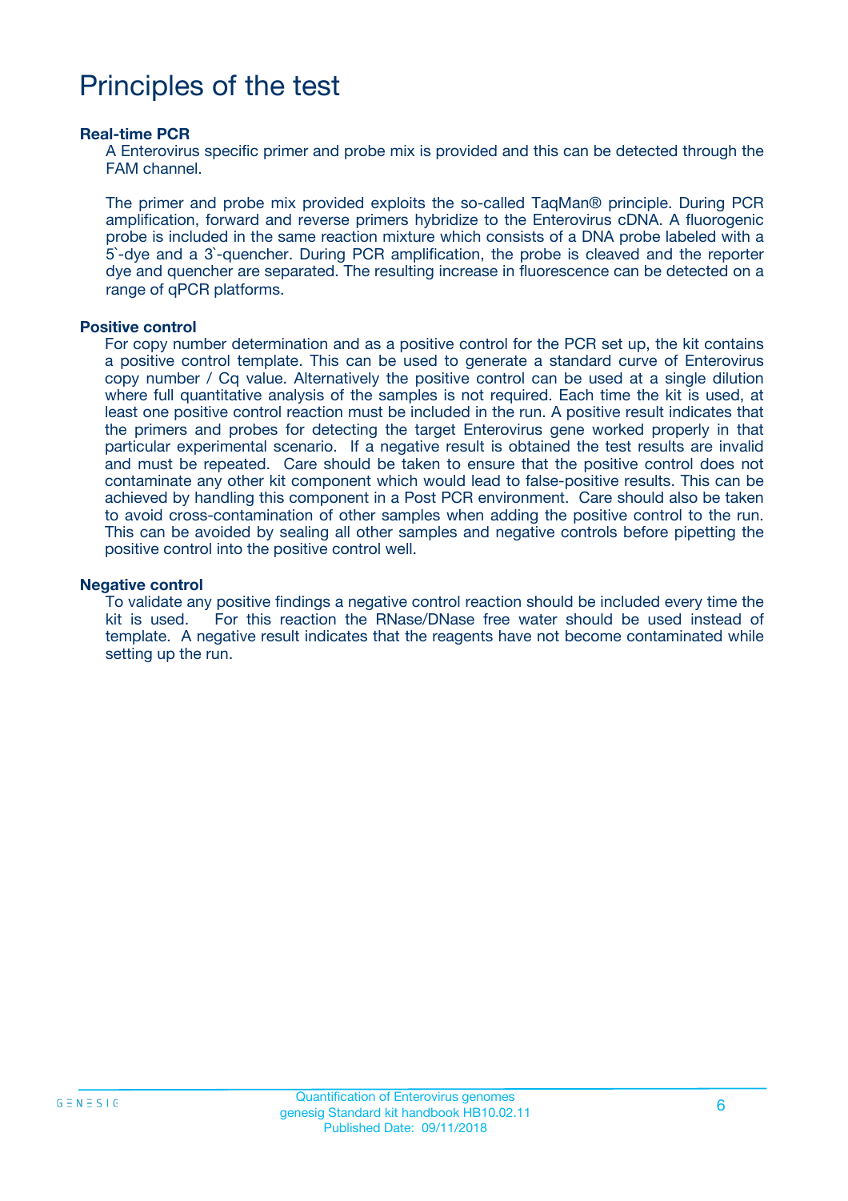# Principles of the test

**Real-time PCR**

A Enterovirus specific primer and probe mix is provided and this can be detected through the FAM channel.

The primer and probe mix provided exploits the so-called TaqMan® principle. During PCR amplification, forward and reverse primers hybridize to the Enterovirus cDNA. A fluorogenic probe is included in the same reaction mixture which consists of a DNA probe labeled with a 5`-dye and a 3`-quencher. During PCR amplification, the probe is cleaved and the reporter dye and quencher are separated. The resulting increase in fluorescence can be detected on a range of qPCR platforms.

**Positive control**

For copy number determination and as a positive control for the PCR set up, the kit contains a positive control template. This can be used to generate a standard curve of Enterovirus copy number / Cq value. Alternatively the positive control can be used at a single dilution where full quantitative analysis of the samples is not required. Each time the kit is used, at least one positive control reaction must be included in the run. A positive result indicates that the primers and probes for detecting the target Enterovirus gene worked properly in that particular experimental scenario. If a negative result is obtained the test results are invalid and must be repeated. Care should be taken to ensure that the positive control does not contaminate any other kit component which would lead to false-positive results. This can be achieved by handling this component in a Post PCR environment. Care should also be taken to avoid cross-contamination of other samples when adding the positive control to the run. This can be avoided by sealing all other samples and negative controls before pipetting the positive control into the positive control well.

**Negative control**

To validate any positive findings a negative control reaction should be included every time the kit is used. For this reaction the RNase/DNase free water should be used instead of template. A negative result indicates that the reagents have not become contaminated while setting up the run.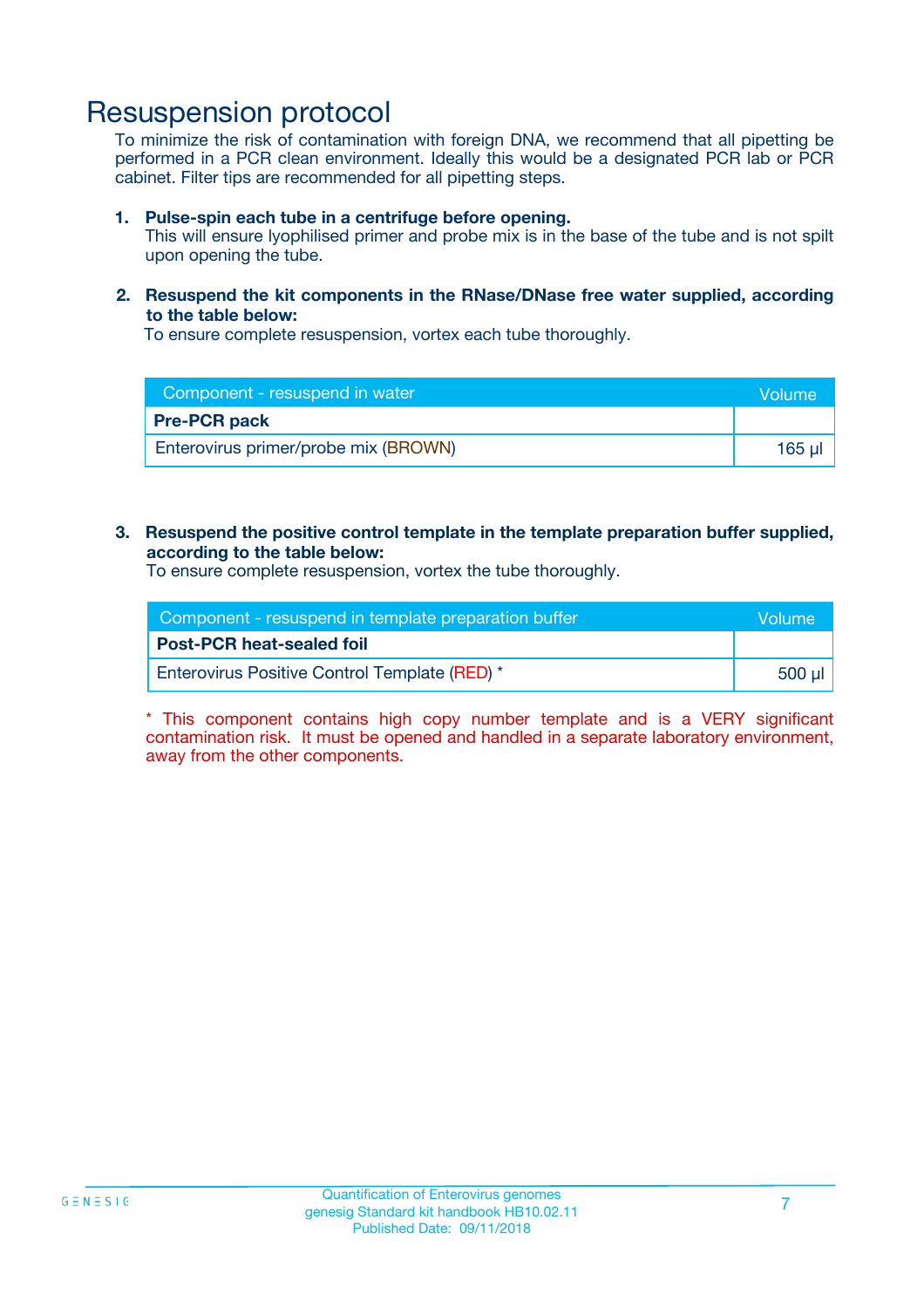# Resuspension protocol

To minimize the risk of contamination with foreign DNA, we recommend that all pipetting be performed in a PCR clean environment. Ideally this would be a designated PCR lab or PCR cabinet. Filter tips are recommended for all pipetting steps.

1. **Pulse-spin each tube in a centrifuge before opening.**
   This will ensure lyophilised primer and probe mix is in the base of the tube and is not spilt upon opening the tube.

2. **Resuspend the kit components in the RNase/DNase free water supplied, according to the table below:**
   To ensure complete resuspension, vortex each tube thoroughly.

| Component - resuspend in water | Volume |
|---|---|
| **Pre-PCR pack** | |
| Enterovirus primer/probe mix (BROWN) | 165 µl |

3. **Resuspend the positive control template in the template preparation buffer supplied, according to the table below:**
   To ensure complete resuspension, vortex the tube thoroughly.

| Component - resuspend in template preparation buffer | Volume |
|---|---|
| **Post-PCR heat-sealed foil** | |
| Enterovirus Positive Control Template (RED) * | 500 µl |

* This component contains high copy number template and is a VERY significant contamination risk. It must be opened and handled in a separate laboratory environment, away from the other components.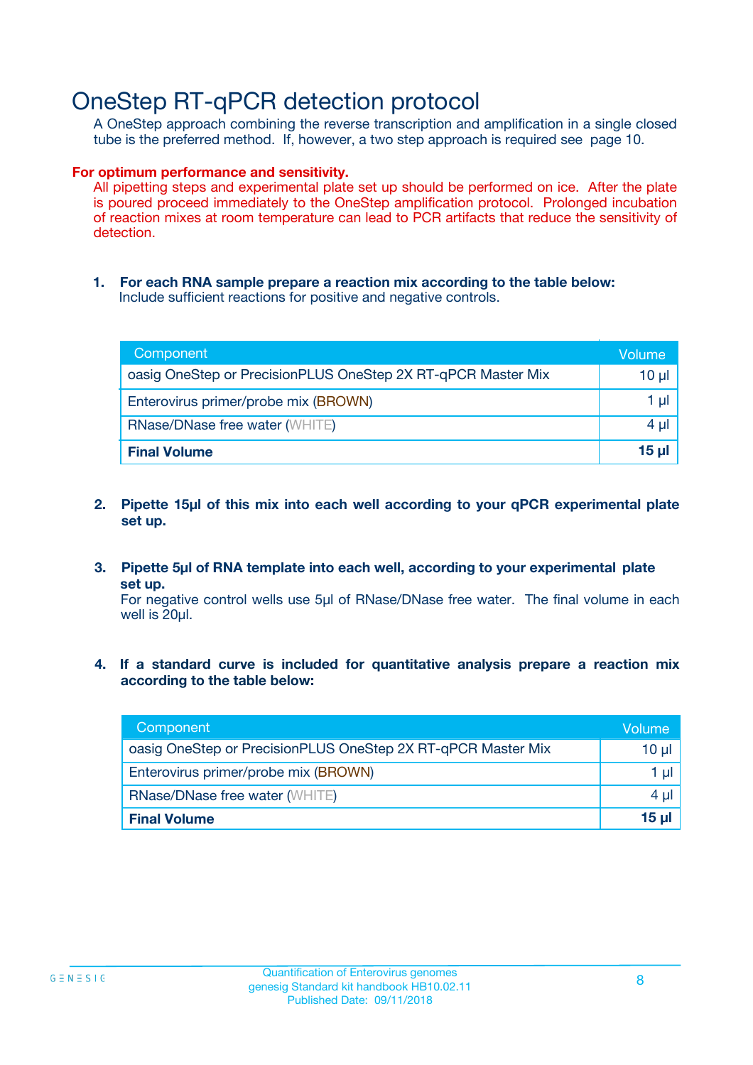# OneStep RT-qPCR detection protocol

A OneStep approach combining the reverse transcription and amplification in a single closed tube is the preferred method. If, however, a two step approach is required see page 10.

**For optimum performance and sensitivity.**

All pipetting steps and experimental plate set up should be performed on ice. After the plate is poured proceed immediately to the OneStep amplification protocol. Prolonged incubation of reaction mixes at room temperature can lead to PCR artifacts that reduce the sensitivity of detection.

1. **For each RNA sample prepare a reaction mix according to the table below:**
   Include sufficient reactions for positive and negative controls.

| Component | Volume |
|---|---|
| oasig OneStep or PrecisionPLUS OneStep 2X RT-qPCR Master Mix | 10 µl |
| Enterovirus primer/probe mix (BROWN) | 1 µl |
| RNase/DNase free water (WHITE) | 4 µl |
| **Final Volume** | **15 µl** |

2. **Pipette 15µl of this mix into each well according to your qPCR experimental plate set up.**

3. **Pipette 5µl of RNA template into each well, according to your experimental plate set up.**
   For negative control wells use 5µl of RNase/DNase free water. The final volume in each well is 20µl.

4. **If a standard curve is included for quantitative analysis prepare a reaction mix according to the table below:**

| Component | Volume |
|---|---|
| oasig OneStep or PrecisionPLUS OneStep 2X RT-qPCR Master Mix | 10 µl |
| Enterovirus primer/probe mix (BROWN) | 1 µl |
| RNase/DNase free water (WHITE) | 4 µl |
| **Final Volume** | **15 µl** |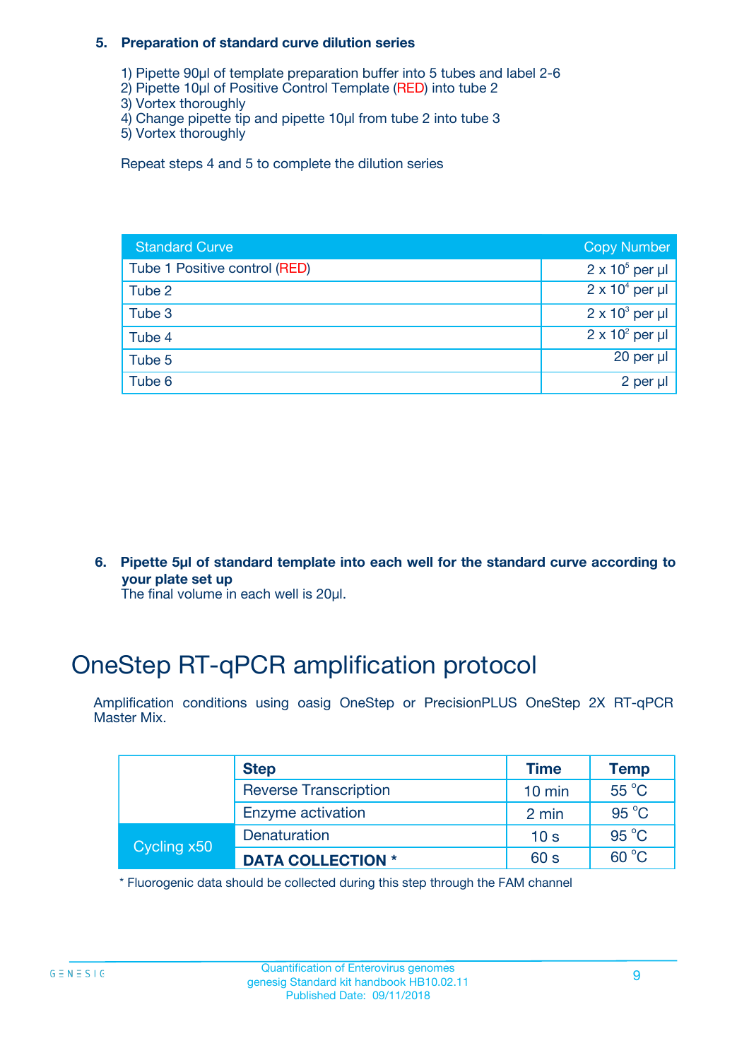**5. Preparation of standard curve dilution series**

1) Pipette 90µl of template preparation buffer into 5 tubes and label 2-6
2) Pipette 10µl of Positive Control Template (RED) into tube 2
3) Vortex thoroughly
4) Change pipette tip and pipette 10µl from tube 2 into tube 3
5) Vortex thoroughly

Repeat steps 4 and 5 to complete the dilution series

| Standard Curve | Copy Number |
|---|---|
| Tube 1 Positive control (RED) | $2 \times 10^5$ per µl |
| Tube 2 | $2 \times 10^4$ per µl |
| Tube 3 | $2 \times 10^3$ per µl |
| Tube 4 | $2 \times 10^2$ per µl |
| Tube 5 | 20 per µl |
| Tube 6 | 2 per µl |

**6. Pipette 5µl of standard template into each well for the standard curve according to your plate set up**
The final volume in each well is 20µl.

# OneStep RT-qPCR amplification protocol

Amplification conditions using oasig OneStep or PrecisionPLUS OneStep 2X RT-qPCR Master Mix.

| | Step | Time | Temp |
|---|---|---|---|
| | Reverse Transcription | 10 min | 55 °C |
| | Enzyme activation | 2 min | 95 °C |
| Cycling x50 | Denaturation | 10 s | 95 °C |
| | **DATA COLLECTION *** | 60 s | 60 °C |

* Fluorogenic data should be collected during this step through the FAM channel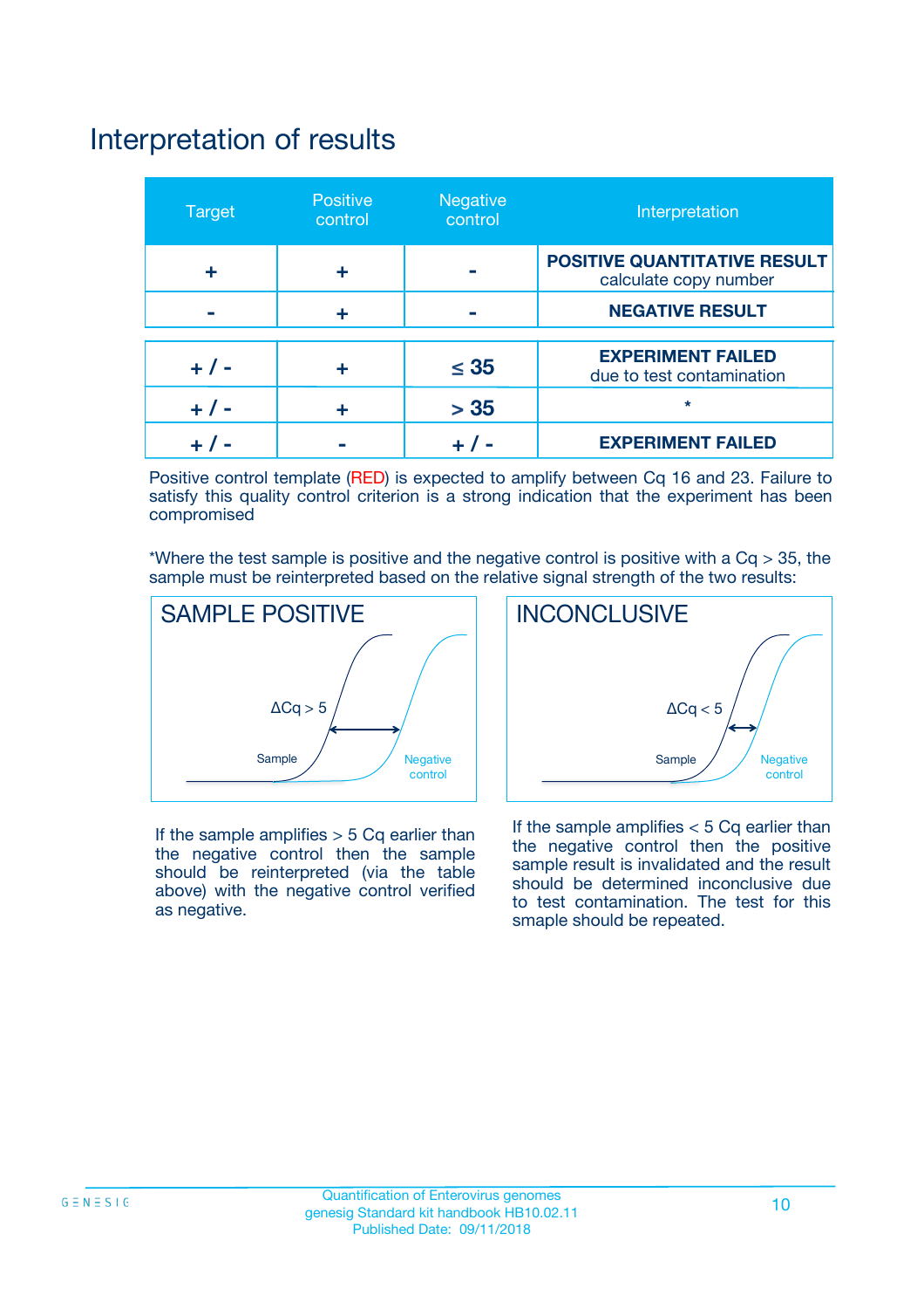# Interpretation of results

| Target | Positive control | Negative control | Interpretation |
|---|---|---|---|
| + | + | - | **POSITIVE QUANTITATIVE RESULT** calculate copy number |
| - | + | - | **NEGATIVE RESULT** |
| + / - | + | ≤ 35 | **EXPERIMENT FAILED** due to test contamination |
| + / - | + | > 35 | * |
| + / - | - | + / - | **EXPERIMENT FAILED** |

Positive control template (RED) is expected to amplify between Cq 16 and 23. Failure to satisfy this quality control criterion is a strong indication that the experiment has been compromised

*Where the test sample is positive and the negative control is positive with a Cq > 35, the sample must be reinterpreted based on the relative signal strength of the two results:

SAMPLE POSITIVE

ΔCq > 5

Sample

Negative control

If the sample amplifies > 5 Cq earlier than the negative control then the sample should be reinterpreted (via the table above) with the negative control verified as negative.

INCONCLUSIVE

ΔCq < 5

Sample

Negative control

If the sample amplifies < 5 Cq earlier than the negative control then the positive sample result is invalidated and the result should be determined inconclusive due to test contamination. The test for this smaple should be repeated.